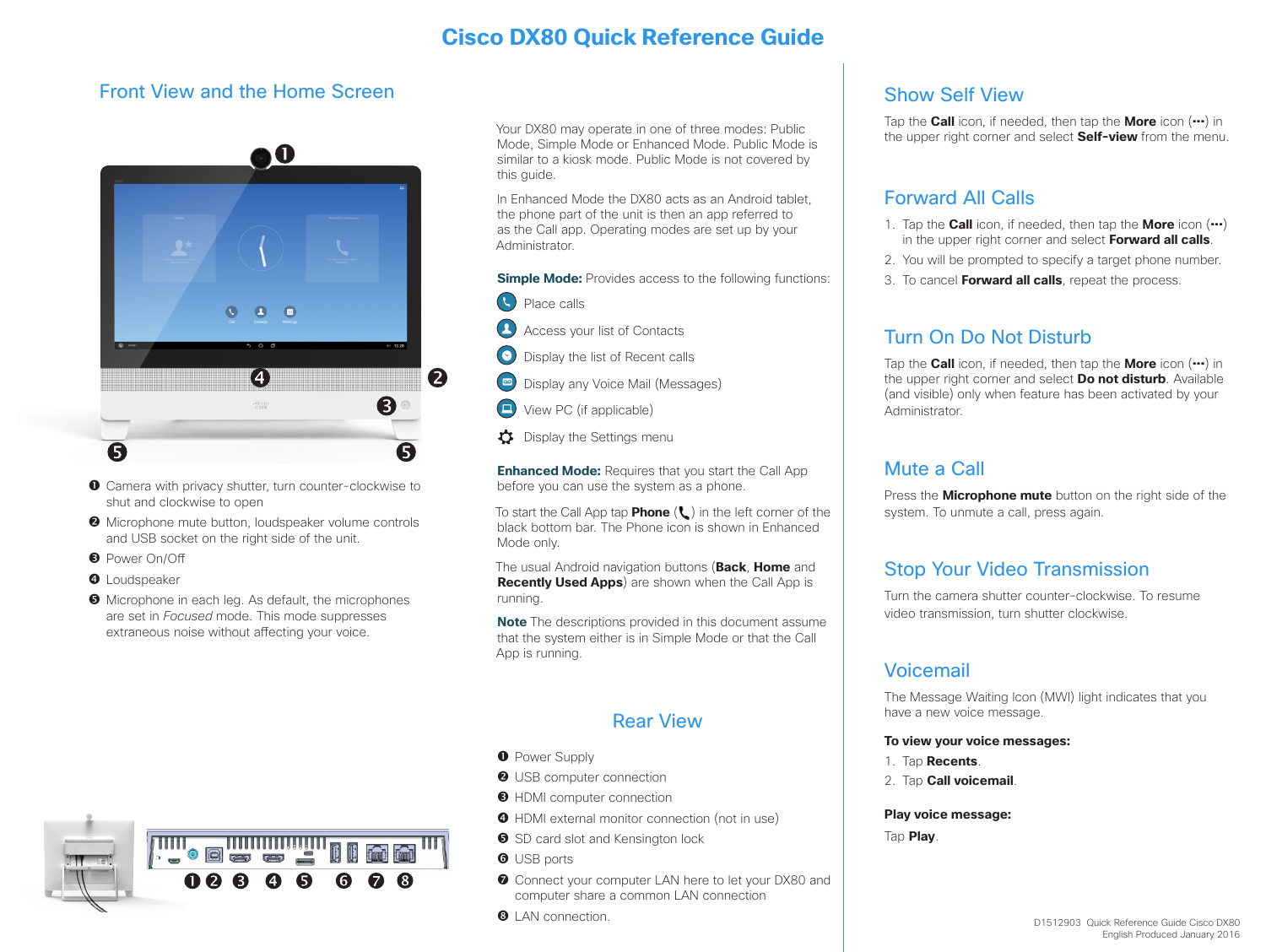# Cisco DX80 Quick Reference Guide

## Front View and the Home Screen

1. Camera with privacy shutter, turn counter-clockwise to shut and clockwise to open
2. Microphone mute button, loudspeaker volume controls and USB socket on the right side of the unit.
3. Power On/Off
4. Loudspeaker
5. Microphone in each leg. As default, the microphones are set in *Focused* mode. This mode suppresses extraneous noise without affecting your voice.

Your DX80 may operate in one of three modes: Public Mode, Simple Mode or Enhanced Mode. Public Mode is similar to a kiosk mode. Public Mode is not covered by this guide.

In Enhanced Mode the DX80 acts as an Android tablet, the phone part of the unit is then an app referred to as the Call app. Operating modes are set up by your Administrator.

**Simple Mode:** Provides access to the following functions:

- Place calls
- Access your list of Contacts
- Display the list of Recent calls
- Display any Voice Mail (Messages)
- View PC (if applicable)
- Display the Settings menu

**Enhanced Mode:** Requires that you start the Call App before you can use the system as a phone.

To start the Call App tap **Phone** ( ) in the left corner of the black bottom bar. The Phone icon is shown in Enhanced Mode only.

The usual Android navigation buttons (**Back**, **Home** and **Recently Used Apps**) are shown when the Call App is running.

**Note** The descriptions provided in this document assume that the system either is in Simple Mode or that the Call App is running.

## Rear View

1. Power Supply
2. USB computer connection
3. HDMI computer connection
4. HDMI external monitor connection (not in use)
5. SD card slot and Kensington lock
6. USB ports
7. Connect your computer LAN here to let your DX80 and computer share a common LAN connection
8. LAN connection.

## Show Self View

Tap the **Call** icon, if needed, then tap the **More** icon (•••) in the upper right corner and select **Self-view** from the menu.

## Forward All Calls

1. Tap the **Call** icon, if needed, then tap the **More** icon (•••) in the upper right corner and select **Forward all calls**.
2. You will be prompted to specify a target phone number.
3. To cancel **Forward all calls**, repeat the process.

## Turn On Do Not Disturb

Tap the **Call** icon, if needed, then tap the **More** icon (•••) in the upper right corner and select **Do not disturb**. Available (and visible) only when feature has been activated by your Administrator.

## Mute a Call

Press the **Microphone mute** button on the right side of the system. To unmute a call, press again.

## Stop Your Video Transmission

Turn the camera shutter counter-clockwise. To resume video transmission, turn shutter clockwise.

## Voicemail

The Message Waiting Icon (MWI) light indicates that you have a new voice message.

**To view your voice messages:**

1. Tap **Recents**.
2. Tap **Call voicemail**.

**Play voice message:**

Tap **Play**.

D1512903 Quick Reference Guide Cisco DX80
English Produced January 2016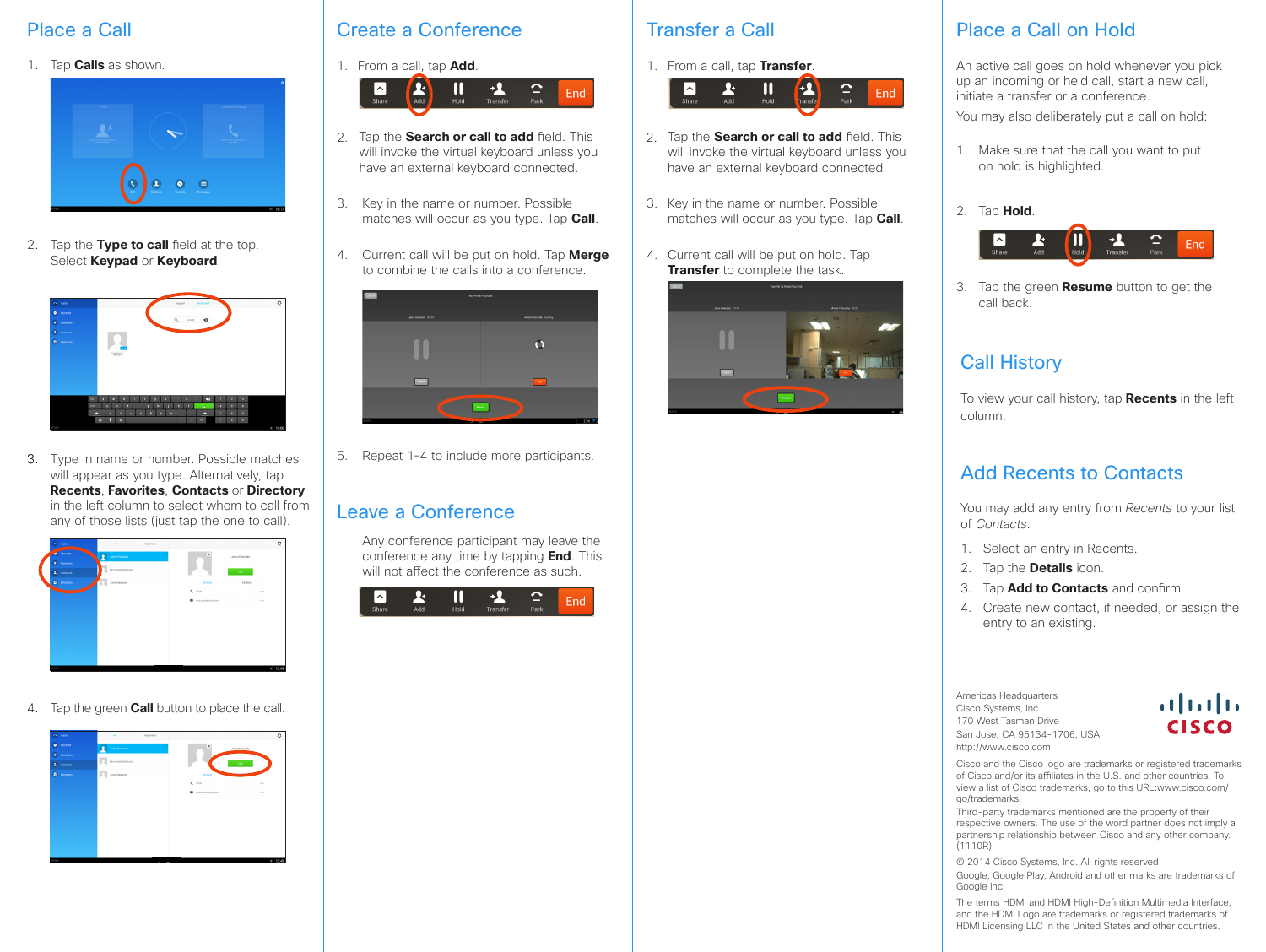## Place a Call

1. Tap **Calls** as shown.

2. Tap the **Type to call** field at the top. Select **Keypad** or **Keyboard**.

3. Type in name or number. Possible matches will appear as you type. Alternatively, tap **Recents**, **Favorites**, **Contacts** or **Directory** in the left column to select whom to call from any of those lists (just tap the one to call).

4. Tap the green **Call** button to place the call.

## Create a Conference

1. From a call, tap **Add**.

2. Tap the **Search or call to add** field. This will invoke the virtual keyboard unless you have an external keyboard connected.

3. Key in the name or number. Possible matches will occur as you type. Tap **Call**.

4. Current call will be put on hold. Tap **Merge** to combine the calls into a conference.

5. Repeat 1-4 to include more participants.

## Leave a Conference

Any conference participant may leave the conference any time by tapping **End**. This will not affect the conference as such.

## Transfer a Call

1. From a call, tap **Transfer**.

2. Tap the **Search or call to add** field. This will invoke the virtual keyboard unless you have an external keyboard connected.

3. Key in the name or number. Possible matches will occur as you type. Tap **Call**.

4. Current call will be put on hold. Tap **Transfer** to complete the task.

## Place a Call on Hold

An active call goes on hold whenever you pick up an incoming or held call, start a new call, initiate a transfer or a conference.

You may also deliberately put a call on hold:

1. Make sure that the call you want to put on hold is highlighted.

2. Tap **Hold**.

3. Tap the green **Resume** button to get the call back.

## Call History

To view your call history, tap **Recents** in the left column.

## Add Recents to Contacts

You may add any entry from *Recents* to your list of *Contacts*.

1. Select an entry in Recents.
2. Tap the **Details** icon.
3. Tap **Add to Contacts** and confirm
4. Create new contact, if needed, or assign the entry to an existing.

Americas Headquarters
Cisco Systems, Inc.
170 West Tasman Drive
San Jose, CA 95134-1706, USA
http://www.cisco.com

Cisco and the Cisco logo are trademarks or registered trademarks of Cisco and/or its affiliates in the U.S. and other countries. To view a list of Cisco trademarks, go to this URL:www.cisco.com/go/trademarks.

Third-party trademarks mentioned are the property of their respective owners. The use of the word partner does not imply a partnership relationship between Cisco and any other company. (1110R)

© 2014 Cisco Systems, Inc. All rights reserved.

Google, Google Play, Android and other marks are trademarks of Google Inc.

The terms HDMI and HDMI High-Definition Multimedia Interface, and the HDMI Logo are trademarks or registered trademarks of HDMI Licensing LLC in the United States and other countries.